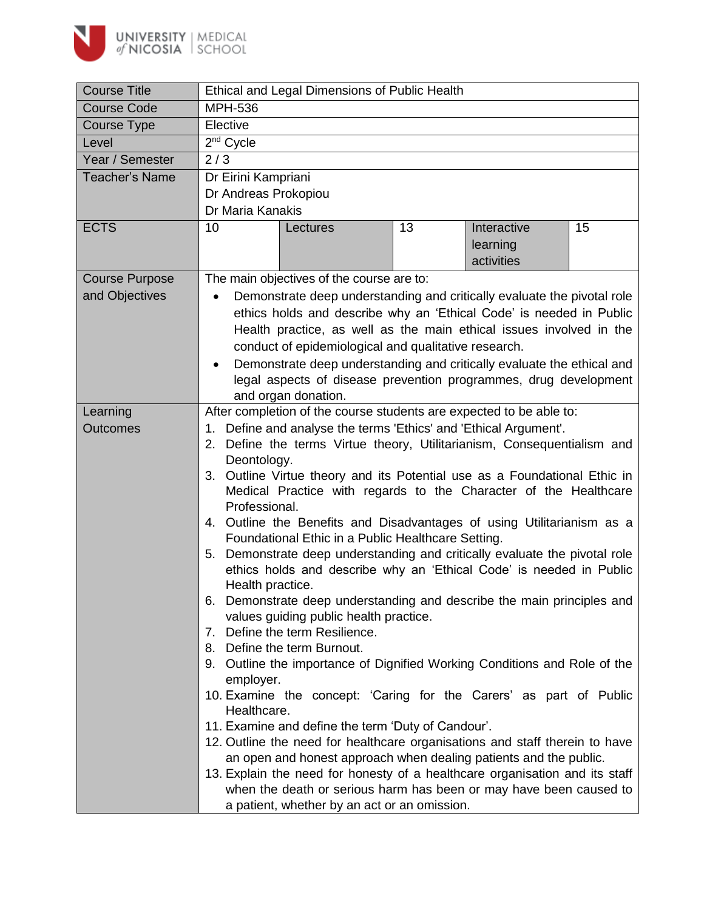| Course Title | Ethical and Legal Dimensions of Public Health | | | | |
|---|---|---|---|---|---|
| Course Code | MPH-536 | | | | |
| Course Type | Elective | | | | |
| Level | 2nd Cycle | | | | |
| Year / Semester | 2 / 3 | | | | |
| Teacher's Name | Dr Eirini Kampriani<br>Dr Andreas Prokopiou<br>Dr Maria Kanakis | | | | |
| ECTS | 10 | Lectures | 13 | Interactive learning activities | 15 |
| Course Purpose and Objectives | The main objectives of the course are to:<br>• Demonstrate deep understanding and critically evaluate the pivotal role ethics holds and describe why an 'Ethical Code' is needed in Public Health practice, as well as the main ethical issues involved in the conduct of epidemiological and qualitative research.<br>• Demonstrate deep understanding and critically evaluate the ethical and legal aspects of disease prevention programmes, drug development and organ donation. | | | | |
| Learning Outcomes | After completion of the course students are expected to be able to:<br>1. Define and analyse the terms 'Ethics' and 'Ethical Argument'.<br>2. Define the terms Virtue theory, Utilitarianism, Consequentialism and Deontology.<br>3. Outline Virtue theory and its Potential use as a Foundational Ethic in Medical Practice with regards to the Character of the Healthcare Professional.<br>4. Outline the Benefits and Disadvantages of using Utilitarianism as a Foundational Ethic in a Public Healthcare Setting.<br>5. Demonstrate deep understanding and critically evaluate the pivotal role ethics holds and describe why an 'Ethical Code' is needed in Public Health practice.<br>6. Demonstrate deep understanding and describe the main principles and values guiding public health practice.<br>7. Define the term Resilience.<br>8. Define the term Burnout.<br>9. Outline the importance of Dignified Working Conditions and Role of the employer.<br>10. Examine the concept: 'Caring for the Carers' as part of Public Healthcare.<br>11. Examine and define the term 'Duty of Candour'.<br>12. Outline the need for healthcare organisations and staff therein to have an open and honest approach when dealing patients and the public.<br>13. Explain the need for honesty of a healthcare organisation and its staff when the death or serious harm has been or may have been caused to a patient, whether by an act or an omission. | | | | |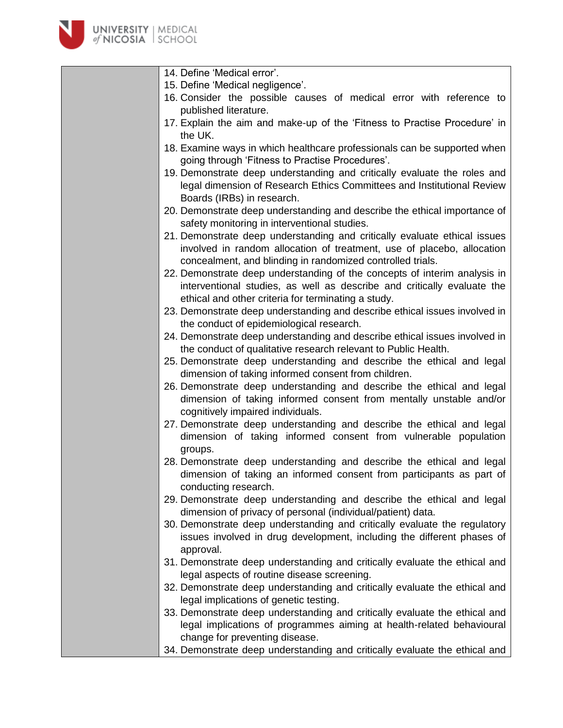| | |
|---|---|
| | 14. Define 'Medical error'.<br>15. Define 'Medical negligence'.<br>16. Consider the possible causes of medical error with reference to published literature.<br>17. Explain the aim and make-up of the 'Fitness to Practise Procedure' in the UK.<br>18. Examine ways in which healthcare professionals can be supported when going through 'Fitness to Practise Procedures'.<br>19. Demonstrate deep understanding and critically evaluate the roles and legal dimension of Research Ethics Committees and Institutional Review Boards (IRBs) in research.<br>20. Demonstrate deep understanding and describe the ethical importance of safety monitoring in interventional studies.<br>21. Demonstrate deep understanding and critically evaluate ethical issues involved in random allocation of treatment, use of placebo, allocation concealment, and blinding in randomized controlled trials.<br>22. Demonstrate deep understanding of the concepts of interim analysis in interventional studies, as well as describe and critically evaluate the ethical and other criteria for terminating a study.<br>23. Demonstrate deep understanding and describe ethical issues involved in the conduct of epidemiological research.<br>24. Demonstrate deep understanding and describe ethical issues involved in the conduct of qualitative research relevant to Public Health.<br>25. Demonstrate deep understanding and describe the ethical and legal dimension of taking informed consent from children.<br>26. Demonstrate deep understanding and describe the ethical and legal dimension of taking informed consent from mentally unstable and/or cognitively impaired individuals.<br>27. Demonstrate deep understanding and describe the ethical and legal dimension of taking informed consent from vulnerable population groups.<br>28. Demonstrate deep understanding and describe the ethical and legal dimension of taking an informed consent from participants as part of conducting research.<br>29. Demonstrate deep understanding and describe the ethical and legal dimension of privacy of personal (individual/patient) data.<br>30. Demonstrate deep understanding and critically evaluate the regulatory issues involved in drug development, including the different phases of approval.<br>31. Demonstrate deep understanding and critically evaluate the ethical and legal aspects of routine disease screening.<br>32. Demonstrate deep understanding and critically evaluate the ethical and legal implications of genetic testing.<br>33. Demonstrate deep understanding and critically evaluate the ethical and legal implications of programmes aiming at health-related behavioural change for preventing disease.<br>34. Demonstrate deep understanding and critically evaluate the ethical and |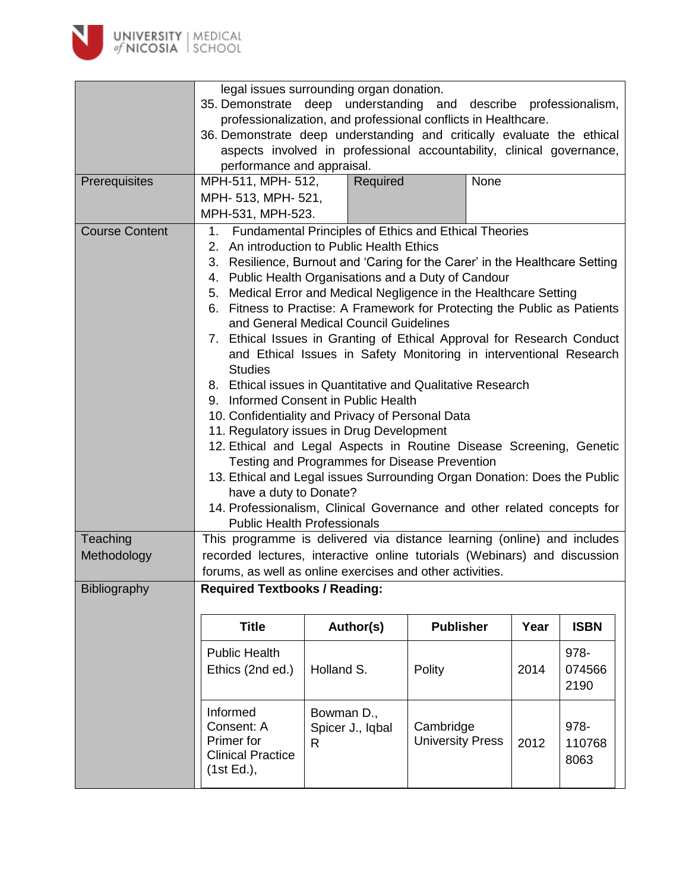| | | | |
|---|---|---|---|
| | legal issues surrounding organ donation.<br>35. Demonstrate deep understanding and describe professionalism, professionalization, and professional conflicts in Healthcare.<br>36. Demonstrate deep understanding and critically evaluate the ethical aspects involved in professional accountability, clinical governance, performance and appraisal. | | |
| Prerequisites | MPH-511, MPH- 512, MPH- 513, MPH- 521, MPH-531, MPH-523. | Required | None |
| Course Content | 1. Fundamental Principles of Ethics and Ethical Theories<br>2. An introduction to Public Health Ethics<br>3. Resilience, Burnout and 'Caring for the Carer' in the Healthcare Setting<br>4. Public Health Organisations and a Duty of Candour<br>5. Medical Error and Medical Negligence in the Healthcare Setting<br>6. Fitness to Practise: A Framework for Protecting the Public as Patients and General Medical Council Guidelines<br>7. Ethical Issues in Granting of Ethical Approval for Research Conduct and Ethical Issues in Safety Monitoring in interventional Research Studies<br>8. Ethical issues in Quantitative and Qualitative Research<br>9. Informed Consent in Public Health<br>10. Confidentiality and Privacy of Personal Data<br>11. Regulatory issues in Drug Development<br>12. Ethical and Legal Aspects in Routine Disease Screening, Genetic Testing and Programmes for Disease Prevention<br>13. Ethical and Legal issues Surrounding Organ Donation: Does the Public have a duty to Donate?<br>14. Professionalism, Clinical Governance and other related concepts for Public Health Professionals | | |
| Teaching Methodology | This programme is delivered via distance learning (online) and includes recorded lectures, interactive online tutorials (Webinars) and discussion forums, as well as online exercises and other activities. | | |
| Bibliography | **Required Textbooks / Reading:** | | |

| Title | Author(s) | Publisher | Year | ISBN |
|---|---|---|---|---|
| Public Health Ethics (2nd ed.) | Holland S. | Polity | 2014 | 978-0745662190 |
| Informed Consent: A Primer for Clinical Practice (1st Ed.), | Bowman D., Spicer J., Iqbal R | Cambridge University Press | 2012 | 978-1107688063 |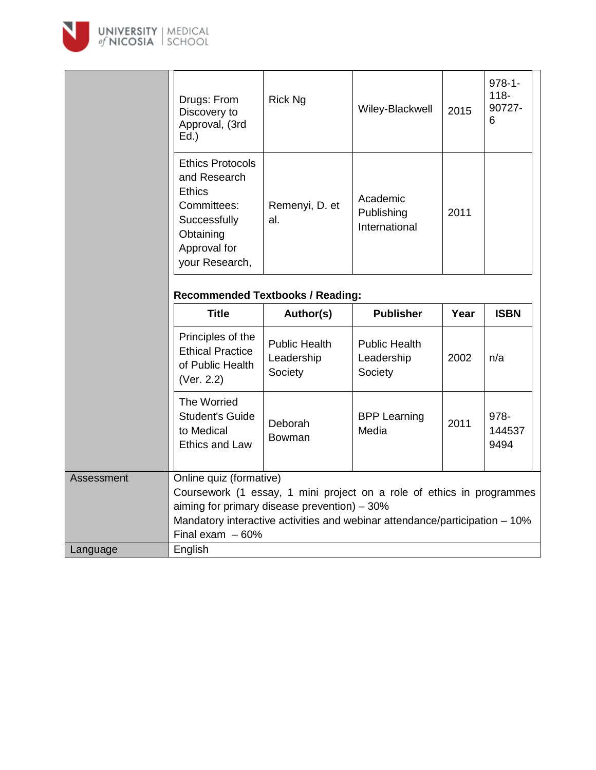| | | | | |
|---|---|---|---|---|
| Drugs: From Discovery to Approval, (3rd Ed.) | Rick Ng | Wiley-Blackwell | 2015 | 978-1-118-90727-6 |
| Ethics Protocols and Research Ethics Committees: Successfully Obtaining Approval for your Research, | Remenyi, D. et al. | Academic Publishing International | 2011 | |

**Recommended Textbooks / Reading:**

| Title | Author(s) | Publisher | Year | ISBN |
|---|---|---|---|---|
| Principles of the Ethical Practice of Public Health (Ver. 2.2) | Public Health Leadership Society | Public Health Leadership Society | 2002 | n/a |
| The Worried Student's Guide to Medical Ethics and Law | Deborah Bowman | BPP Learning Media | 2011 | 978-1445379494 |

| | |
|---|---|
| Assessment | Online quiz (formative)<br>Coursework (1 essay, 1 mini project on a role of ethics in programmes aiming for primary disease prevention) – 30%<br>Mandatory interactive activities and webinar attendance/participation – 10%<br>Final exam – 60% |
| Language | English |